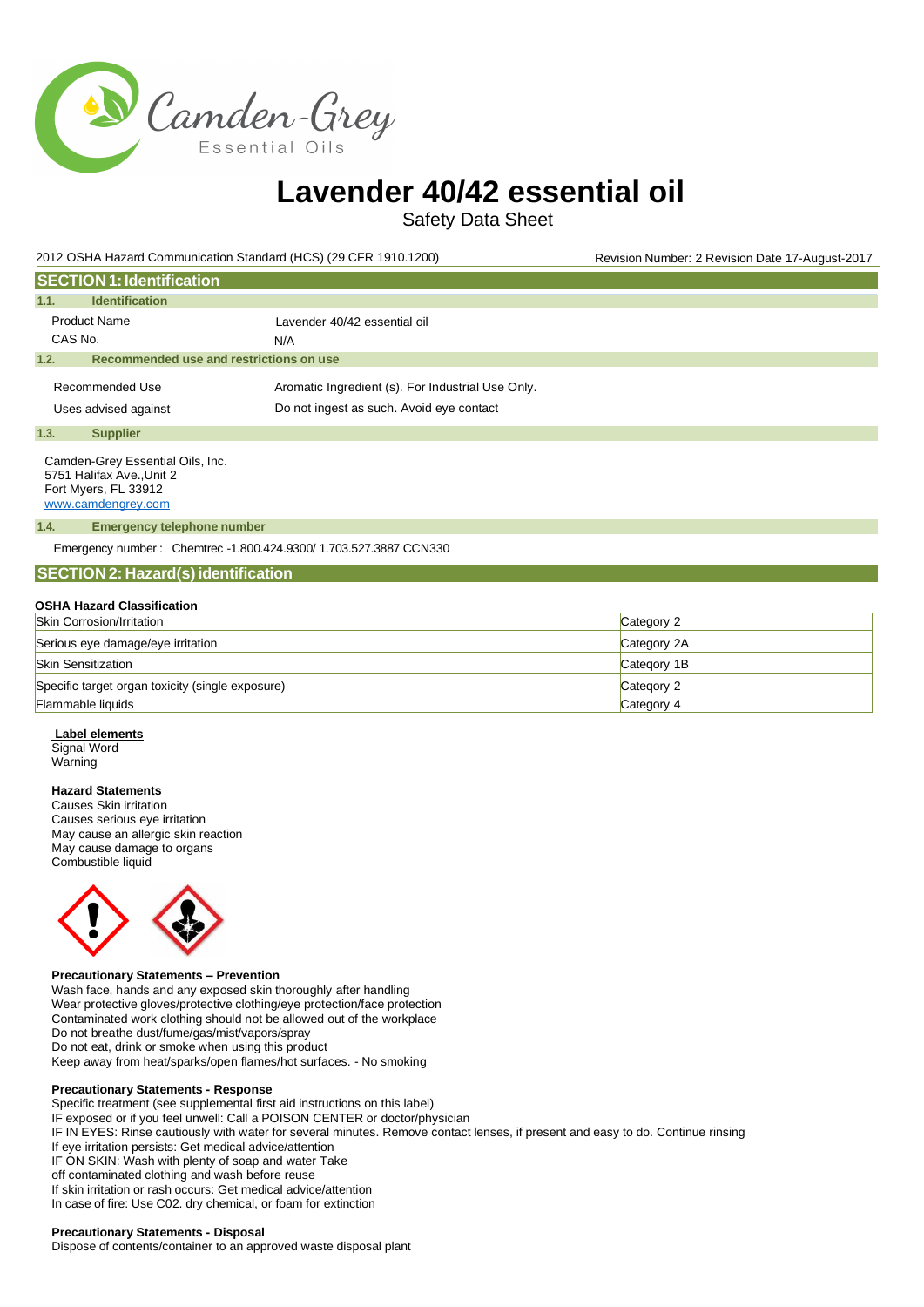# Lavender 40/42 essential oil

Safety Data Sheet

2012 OSHA Hazard Communication Standard (HCS) (29 CFR 1910.1200) Revision Number: 2 Revision Date 17-August-2017

## SECTION 1: Identification

### 1.1. Identification

Product Name: Lavender 40/42 essential oil

CAS No.: N/A

### 1.2. Recommended use and restrictions on use

Recommended Use: Aromatic Ingredient (s). For Industrial Use Only.

Uses advised against: Do not ingest as such. Avoid eye contact

### 1.3. Supplier

Camden-Grey Essential Oils, Inc.
5751 Halifax Ave.,Unit 2
Fort Myers, FL 33912
www.camdengrey.com

### 1.4. Emergency telephone number

Emergency number : Chemtrec -1.800.424.9300/ 1.703.527.3887 CCN330

## SECTION 2: Hazard(s) identification

**OSHA Hazard Classification**

| Hazard | Category |
|---|---|
| Skin Corrosion/Irritation | Category 2 |
| Serious eye damage/eye irritation | Category 2A |
| Skin Sensitization | Category 1B |
| Specific target organ toxicity (single exposure) | Category 2 |
| Flammable liquids | Category 4 |

**Label elements**

Signal Word
Warning

**Hazard Statements**

Causes Skin irritation
Causes serious eye irritation
May cause an allergic skin reaction
May cause damage to organs
Combustible liquid

**Precautionary Statements – Prevention**

Wash face, hands and any exposed skin thoroughly after handling
Wear protective gloves/protective clothing/eye protection/face protection
Contaminated work clothing should not be allowed out of the workplace
Do not breathe dust/fume/gas/mist/vapors/spray
Do not eat, drink or smoke when using this product
Keep away from heat/sparks/open flames/hot surfaces. - No smoking

**Precautionary Statements - Response**

Specific treatment (see supplemental first aid instructions on this label)
IF exposed or if you feel unwell: Call a POISON CENTER or doctor/physician
IF IN EYES: Rinse cautiously with water for several minutes. Remove contact lenses, if present and easy to do. Continue rinsing
If eye irritation persists: Get medical advice/attention
IF ON SKIN: Wash with plenty of soap and water Take
off contaminated clothing and wash before reuse
If skin irritation or rash occurs: Get medical advice/attention
In case of fire: Use C02. dry chemical, or foam for extinction

**Precautionary Statements - Disposal**

Dispose of contents/container to an approved waste disposal plant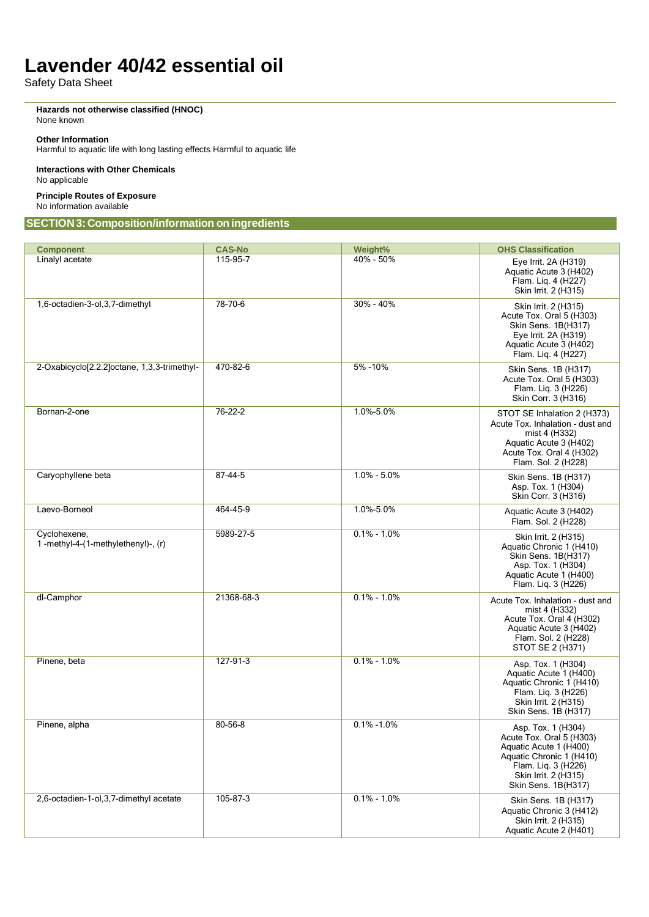**Hazards not otherwise classified (HNOC)**
None known

**Other Information**
Harmful to aquatic life with long lasting effects Harmful to aquatic life

**Interactions with Other Chemicals**
No applicable

**Principle Routes of Exposure**
No information available

## SECTION 3: Composition/information on ingredients

| Component | CAS-No | Weight% | OHS Classification |
|---|---|---|---|
| Linalyl acetate | 115-95-7 | 40% - 50% | Eye Irrit. 2A (H319)<br>Aquatic Acute 3 (H402)<br>Flam. Liq. 4 (H227)<br>Skin Irrit. 2 (H315) |
| 1,6-octadien-3-ol,3,7-dimethyl | 78-70-6 | 30% - 40% | Skin Irrit. 2 (H315)<br>Acute Tox. Oral 5 (H303)<br>Skin Sens. 1B(H317)<br>Eye Irrit. 2A (H319)<br>Aquatic Acute 3 (H402)<br>Flam. Liq. 4 (H227) |
| 2-Oxabicyclo[2.2.2]octane, 1,3,3-trimethyl- | 470-82-6 | 5% -10% | Skin Sens. 1B (H317)<br>Acute Tox. Oral 5 (H303)<br>Flam. Liq. 3 (H226)<br>Skin Corr. 3 (H316) |
| Bornan-2-one | 76-22-2 | 1.0%-5.0% | STOT SE Inhalation 2 (H373)<br>Acute Tox. Inhalation - dust and mist 4 (H332)<br>Aquatic Acute 3 (H402)<br>Acute Tox. Oral 4 (H302)<br>Flam. Sol. 2 (H228) |
| Caryophyllene beta | 87-44-5 | 1.0% - 5.0% | Skin Sens. 1B (H317)<br>Asp. Tox. 1 (H304)<br>Skin Corr. 3 (H316) |
| Laevo-Borneol | 464-45-9 | 1.0%-5.0% | Aquatic Acute 3 (H402)<br>Flam. Sol. 2 (H228) |
| Cyclohexene, 1 -methyl-4-(1-methylethenyl)-, (r) | 5989-27-5 | 0.1% - 1.0% | Skin Irrit. 2 (H315)<br>Aquatic Chronic 1 (H410)<br>Skin Sens. 1B(H317)<br>Asp. Tox. 1 (H304)<br>Aquatic Acute 1 (H400)<br>Flam. Liq. 3 (H226) |
| dl-Camphor | 21368-68-3 | 0.1% - 1.0% | Acute Tox. Inhalation - dust and mist 4 (H332)<br>Acute Tox. Oral 4 (H302)<br>Aquatic Acute 3 (H402)<br>Flam. Sol. 2 (H228)<br>STOT SE 2 (H371) |
| Pinene, beta | 127-91-3 | 0.1% - 1.0% | Asp. Tox. 1 (H304)<br>Aquatic Acute 1 (H400)<br>Aquatic Chronic 1 (H410)<br>Flam. Liq. 3 (H226)<br>Skin Irrit. 2 (H315)<br>Skin Sens. 1B (H317) |
| Pinene, alpha | 80-56-8 | 0.1% -1.0% | Asp. Tox. 1 (H304)<br>Acute Tox. Oral 5 (H303)<br>Aquatic Acute 1 (H400)<br>Aquatic Chronic 1 (H410)<br>Flam. Liq. 3 (H226)<br>Skin Irrit. 2 (H315)<br>Skin Sens. 1B(H317) |
| 2,6-octadien-1-ol,3,7-dimethyl acetate | 105-87-3 | 0.1% - 1.0% | Skin Sens. 1B (H317)<br>Aquatic Chronic 3 (H412)<br>Skin Irrit. 2 (H315)<br>Aquatic Acute 2 (H401) |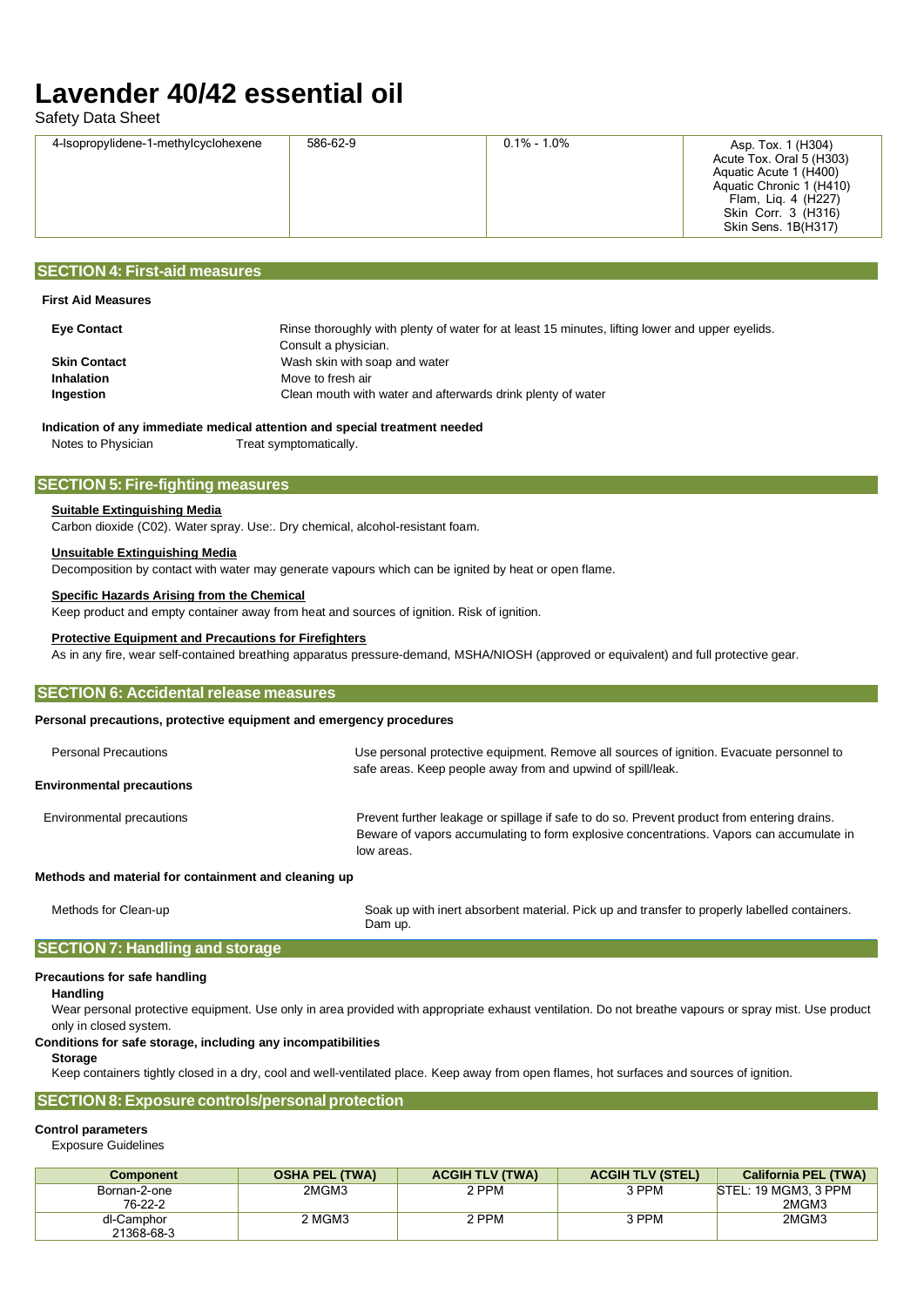| 4-Isopropylidene-1-methylcyclohexene | 586-62-9 | 0.1% - 1.0% | Asp. Tox. 1 (H304)<br>Acute Tox. Oral 5 (H303)<br>Aquatic Acute 1 (H400)<br>Aquatic Chronic 1 (H410)<br>Flam, Liq. 4 (H227)<br>Skin Corr. 3 (H316)<br>Skin Sens. 1B(H317) |
|---|---|---|---|

## SECTION 4: First-aid measures

**First Aid Measures**

| | |
|---|---|
| **Eye Contact** | Rinse thoroughly with plenty of water for at least 15 minutes, lifting lower and upper eyelids. Consult a physician. |
| **Skin Contact** | Wash skin with soap and water |
| **Inhalation** | Move to fresh air |
| **Ingestion** | Clean mouth with water and afterwards drink plenty of water |

**Indication of any immediate medical attention and special treatment needed**

Notes to Physician Treat symptomatically.

## SECTION 5: Fire-fighting measures

**Suitable Extinguishing Media**

Carbon dioxide (C02). Water spray. Use:. Dry chemical, alcohol-resistant foam.

**Unsuitable Extinguishing Media**

Decomposition by contact with water may generate vapours which can be ignited by heat or open flame.

**Specific Hazards Arising from the Chemical**

Keep product and empty container away from heat and sources of ignition. Risk of ignition.

**Protective Equipment and Precautions for Firefighters**

As in any fire, wear self-contained breathing apparatus pressure-demand, MSHA/NIOSH (approved or equivalent) and full protective gear.

## SECTION 6: Accidental release measures

**Personal precautions, protective equipment and emergency procedures**

| | |
|---|---|
| Personal Precautions | Use personal protective equipment. Remove all sources of ignition. Evacuate personnel to safe areas. Keep people away from and upwind of spill/leak. |

**Environmental precautions**

| | |
|---|---|
| Environmental precautions | Prevent further leakage or spillage if safe to do so. Prevent product from entering drains. Beware of vapors accumulating to form explosive concentrations. Vapors can accumulate in low areas. |

**Methods and material for containment and cleaning up**

| | |
|---|---|
| Methods for Clean-up | Soak up with inert absorbent material. Pick up and transfer to properly labelled containers. Dam up. |

## SECTION 7: Handling and storage

**Precautions for safe handling**

**Handling**

Wear personal protective equipment. Use only in area provided with appropriate exhaust ventilation. Do not breathe vapours or spray mist. Use product only in closed system.

**Conditions for safe storage, including any incompatibilities**

**Storage**

Keep containers tightly closed in a dry, cool and well-ventilated place. Keep away from open flames, hot surfaces and sources of ignition.

## SECTION 8: Exposure controls/personal protection

**Control parameters**

Exposure Guidelines

| Component | OSHA PEL (TWA) | ACGIH TLV (TWA) | ACGIH TLV (STEL) | California PEL (TWA) |
|---|---|---|---|---|
| Bornan-2-one<br>76-22-2 | 2MGM3 | 2 PPM | 3 PPM | STEL: 19 MGM3, 3 PPM<br>2MGM3 |
| dl-Camphor<br>21368-68-3 | 2 MGM3 | 2 PPM | 3 PPM | 2MGM3 |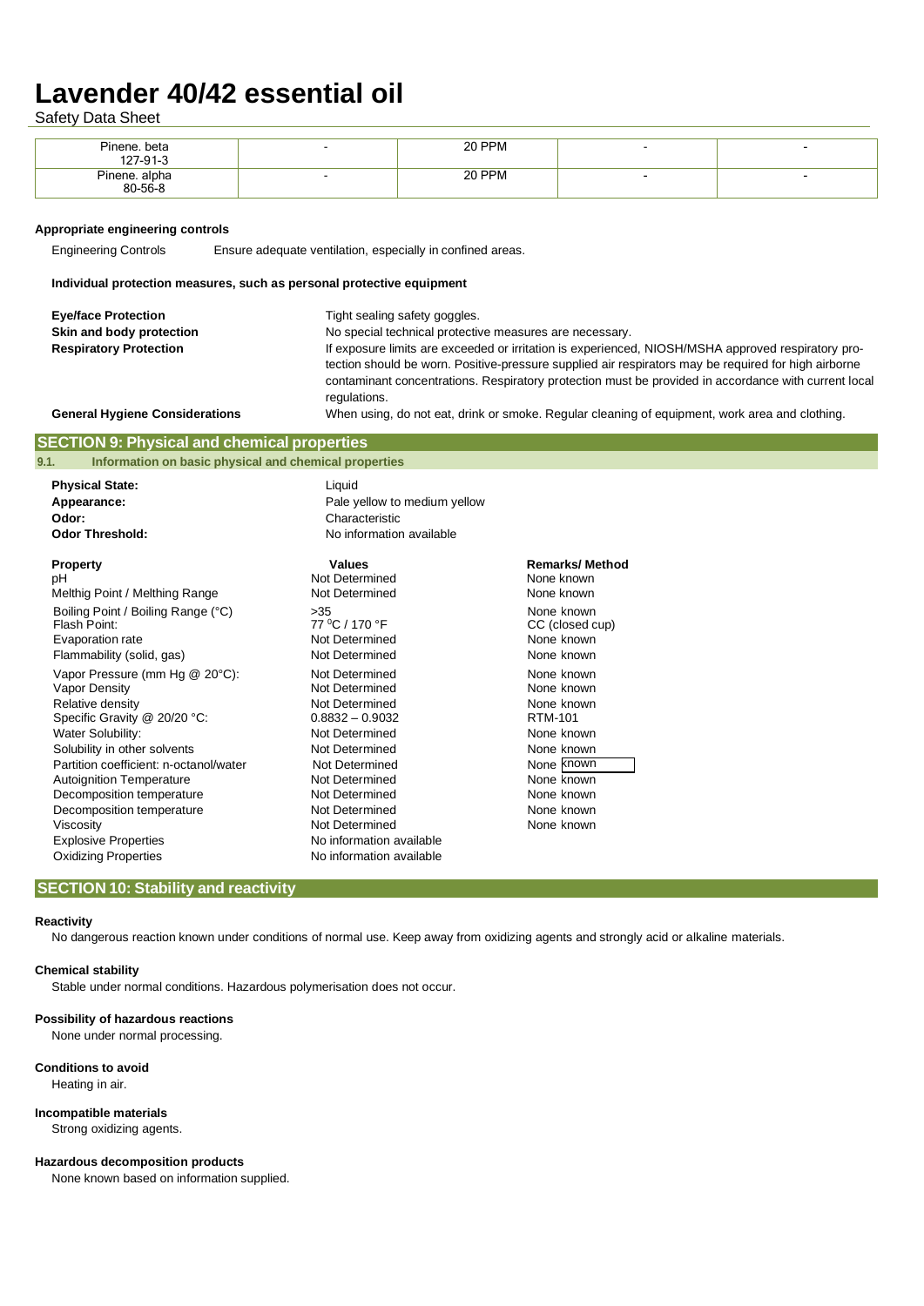| Pinene. beta 127-91-3 | - | 20 PPM | - | - |
|---|---|---|---|---|
| Pinene. alpha 80-56-8 | - | 20 PPM | - | - |

**Appropriate engineering controls**

Engineering Controls — Ensure adequate ventilation, especially in confined areas.

**Individual protection measures, such as personal protective equipment**

**Eye/face Protection** — Tight sealing safety goggles.

**Skin and body protection** — No special technical protective measures are necessary.

**Respiratory Protection** — If exposure limits are exceeded or irritation is experienced, NIOSH/MSHA approved respiratory protection should be worn. Positive-pressure supplied air respirators may be required for high airborne contaminant concentrations. Respiratory protection must be provided in accordance with current local regulations.

**General Hygiene Considerations** — When using, do not eat, drink or smoke. Regular cleaning of equipment, work area and clothing.

## SECTION 9: Physical and chemical properties

### 9.1. Information on basic physical and chemical properties

**Physical State:** Liquid
**Appearance:** Pale yellow to medium yellow
**Odor:** Characteristic
**Odor Threshold:** No information available

| Property | Values | Remarks/ Method |
|---|---|---|
| pH | Not Determined | None known |
| Melthig Point / Melthing Range | Not Determined | None known |
| Boiling Point / Boiling Range (°C) | >35 | None known |
| Flash Point: | 77 °C / 170 °F | CC (closed cup) |
| Evaporation rate | Not Determined | None known |
| Flammability (solid, gas) | Not Determined | None known |
| Vapor Pressure (mm Hg @ 20°C): | Not Determined | None known |
| Vapor Density | Not Determined | None known |
| Relative density | Not Determined | None known |
| Specific Gravity @ 20/20 °C: | 0.8832 – 0.9032 | RTM-101 |
| Water Solubility: | Not Determined | None known |
| Solubility in other solvents | Not Determined | None known |
| Partition coefficient: n-octanol/water | Not Determined | None known |
| Autoignition Temperature | Not Determined | None known |
| Decomposition temperature | Not Determined | None known |
| Decomposition temperature | Not Determined | None known |
| Viscosity | Not Determined | None known |
| Explosive Properties | No information available | |
| Oxidizing Properties | No information available | |

## SECTION 10: Stability and reactivity

**Reactivity**

No dangerous reaction known under conditions of normal use. Keep away from oxidizing agents and strongly acid or alkaline materials.

**Chemical stability**

Stable under normal conditions. Hazardous polymerisation does not occur.

**Possibility of hazardous reactions**

None under normal processing.

**Conditions to avoid**

Heating in air.

**Incompatible materials**

Strong oxidizing agents.

**Hazardous decomposition products**

None known based on information supplied.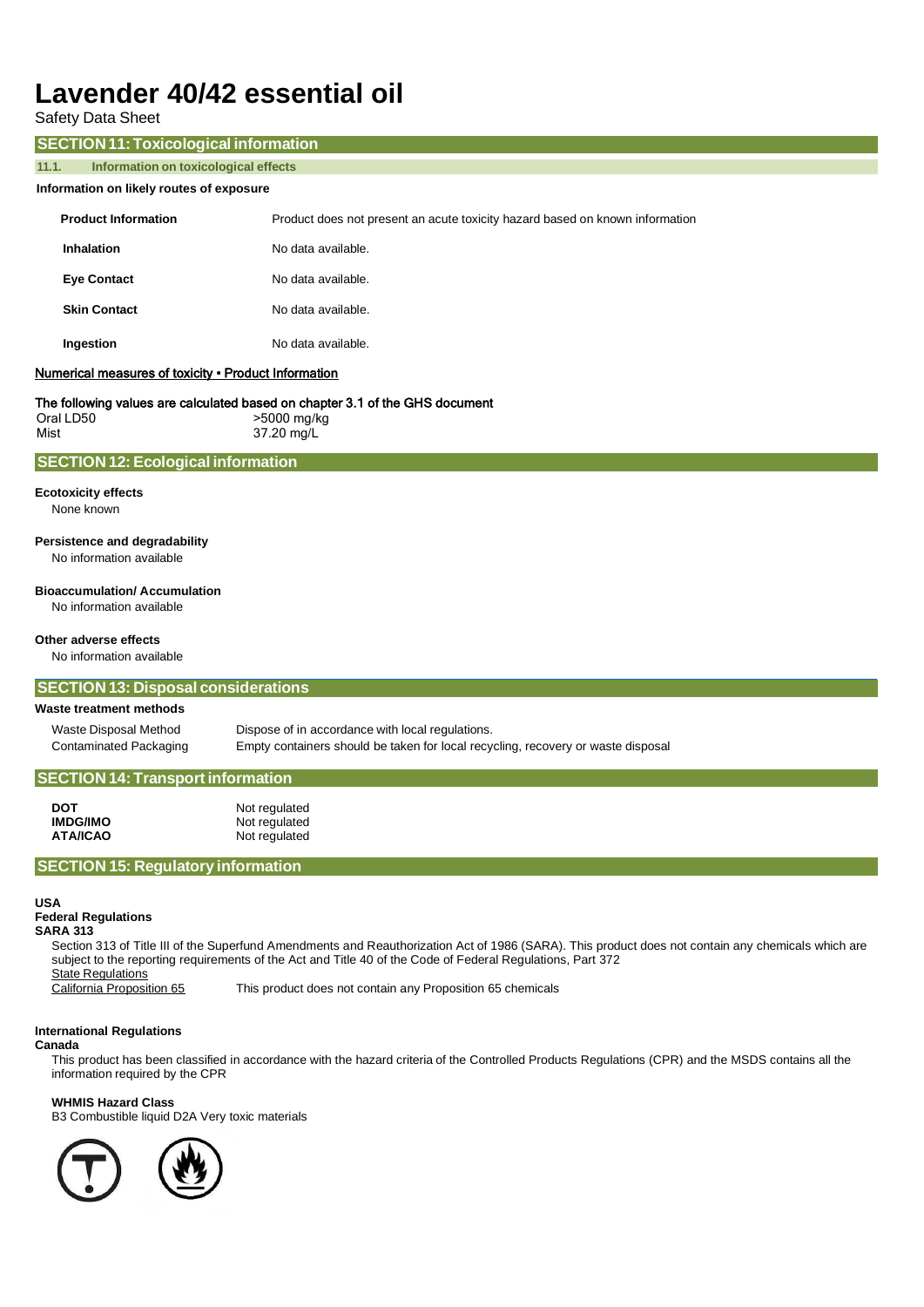# Lavender 40/42 essential oil

Safety Data Sheet

## SECTION 11: Toxicological information

### 11.1. Information on toxicological effects

**Information on likely routes of exposure**

| | |
|---|---|
| **Product Information** | Product does not present an acute toxicity hazard based on known information |
| **Inhalation** | No data available. |
| **Eye Contact** | No data available. |
| **Skin Contact** | No data available. |
| **Ingestion** | No data available. |

Numerical measures of toxicity • Product Information

The following values are calculated based on chapter 3.1 of the GHS document

| | |
|---|---|
| Oral LD50 | >5000 mg/kg |
| Mist | 37.20 mg/L |

## SECTION 12: Ecological information

**Ecotoxicity effects**
None known

**Persistence and degradability**
No information available

**Bioaccumulation/ Accumulation**
No information available

**Other adverse effects**
No information available

## SECTION 13: Disposal considerations

**Waste treatment methods**

| | |
|---|---|
| Waste Disposal Method | Dispose of in accordance with local regulations. |
| Contaminated Packaging | Empty containers should be taken for local recycling, recovery or waste disposal |

## SECTION 14: Transport information

| | |
|---|---|
| **DOT** | Not regulated |
| **IMDG/IMO** | Not regulated |
| **ATA/ICAO** | Not regulated |

## SECTION 15: Regulatory information

**USA**
**Federal Regulations**
**SARA 313**

Section 313 of Title III of the Superfund Amendments and Reauthorization Act of 1986 (SARA). This product does not contain any chemicals which are subject to the reporting requirements of the Act and Title 40 of the Code of Federal Regulations, Part 372

State Regulations

California Proposition 65 — This product does not contain any Proposition 65 chemicals

**International Regulations**
**Canada**

This product has been classified in accordance with the hazard criteria of the Controlled Products Regulations (CPR) and the MSDS contains all the information required by the CPR

**WHMIS Hazard Class**
B3 Combustible liquid D2A Very toxic materials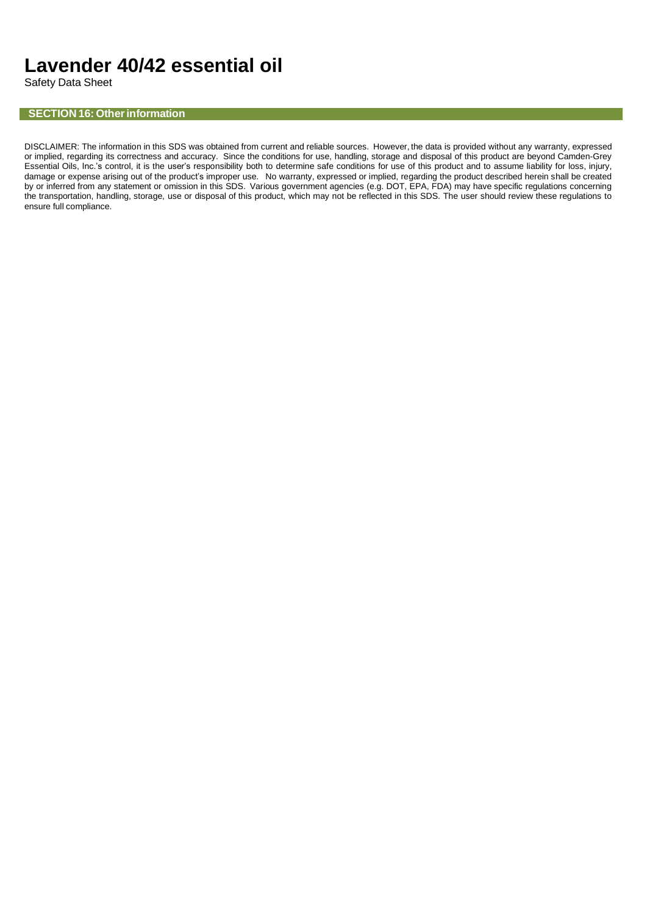# Lavender 40/42 essential oil

Safety Data Sheet

## SECTION 16: Other information

DISCLAIMER: The information in this SDS was obtained from current and reliable sources. However, the data is provided without any warranty, expressed or implied, regarding its correctness and accuracy. Since the conditions for use, handling, storage and disposal of this product are beyond Camden-Grey Essential Oils, Inc.'s control, it is the user's responsibility both to determine safe conditions for use of this product and to assume liability for loss, injury, damage or expense arising out of the product's improper use. No warranty, expressed or implied, regarding the product described herein shall be created by or inferred from any statement or omission in this SDS. Various government agencies (e.g. DOT, EPA, FDA) may have specific regulations concerning the transportation, handling, storage, use or disposal of this product, which may not be reflected in this SDS. The user should review these regulations to ensure full compliance.